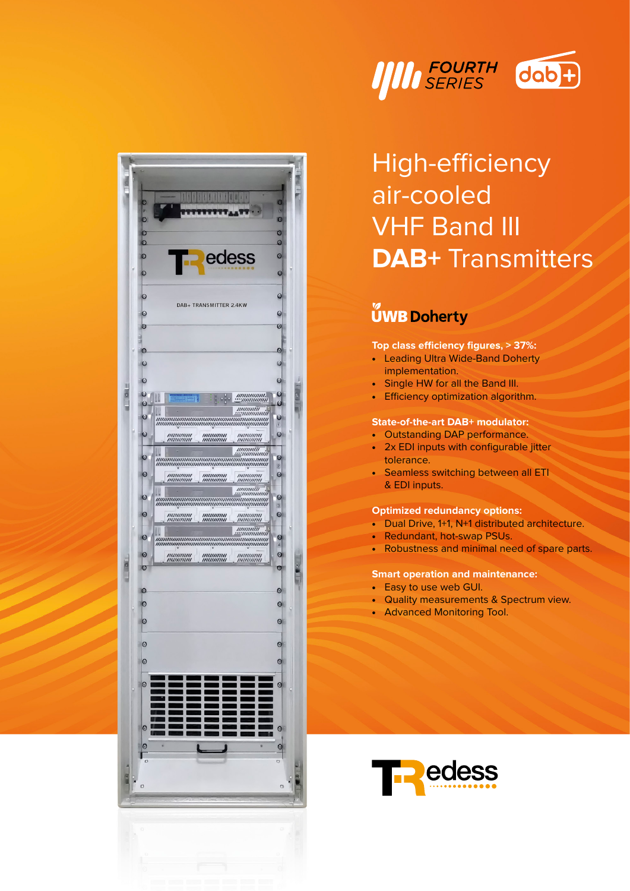FOURTH SERIES

dab+

# High-efficiency air-cooled VHF Band III **DAB+** Transmitters

## UWB Doherty

**Top class efficiency figures, > 37%:**

- Leading Ultra Wide-Band Doherty implementation.
- Single HW for all the Band III.
- Efficiency optimization algorithm.

**State-of-the-art DAB+ modulator:**

- Outstanding DAP performance.
- 2x EDI inputs with configurable jitter tolerance.
- Seamless switching between all ETI & EDI inputs.

**Optimized redundancy options:**

- Dual Drive, 1+1, N+1 distributed architecture.
- Redundant, hot-swap PSUs.
- Robustness and minimal need of spare parts.

**Smart operation and maintenance:**

- Easy to use web GUI.
- Quality measurements & Spectrum view.
- Advanced Monitoring Tool.

Tredess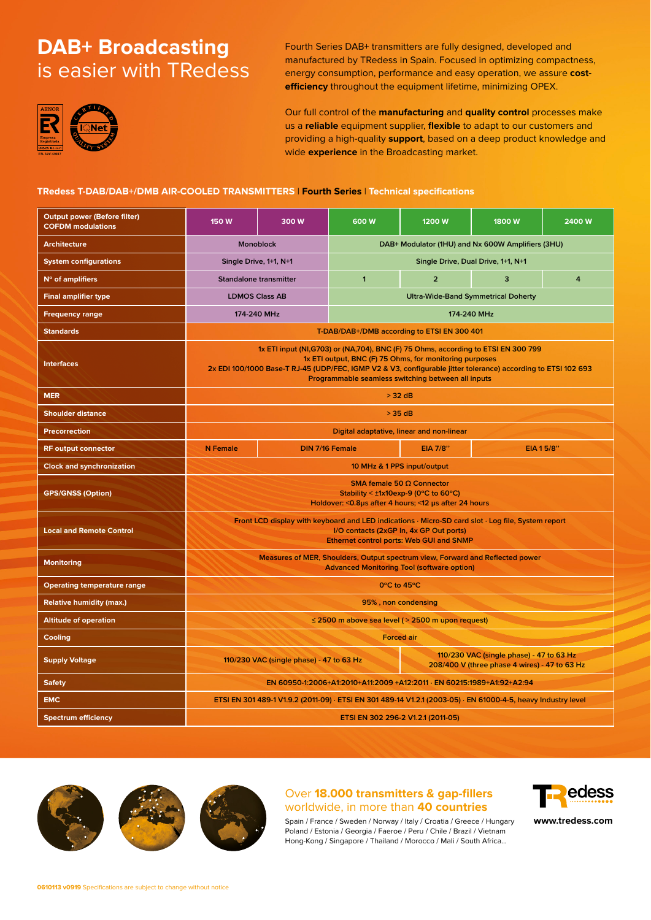# **DAB+ Broadcasting** is easier with TRedess

Fourth Series DAB+ transmitters are fully designed, developed and manufactured by TRedess in Spain. Focused in optimizing compactness, energy consumption, performance and easy operation, we assure **cost-efficiency** throughout the equipment lifetime, minimizing OPEX.

Our full control of the **manufacturing** and **quality control** processes make us a **reliable** equipment supplier, **flexible** to adapt to our customers and providing a high-quality **support**, based on a deep product knowledge and wide **experience** in the Broadcasting market.

## TRedess T-DAB/DAB+/DMB AIR-COOLED TRANSMITTERS | **Fourth Series** | Technical specifications

| Output power (Before filter) COFDM modulations | 150 W | 300 W | 600 W | 1200 W | 1800 W | 2400 W |
|---|---|---|---|---|---|---|
| Architecture | Monoblock | | DAB+ Modulator (1HU) and Nx 600W Amplifiers (3HU) | | | |
| System configurations | Single Drive, 1+1, N+1 | | Single Drive, Dual Drive, 1+1, N+1 | | | |
| Nº of amplifiers | Standalone transmitter | | 1 | 2 | 3 | 4 |
| Final amplifier type | LDMOS Class AB | | Ultra-Wide-Band Symmetrical Doherty | | | |
| Frequency range | 174-240 MHz | | 174-240 MHz | | | |
| Standards | T-DAB/DAB+/DMB according to ETSI EN 300 401 | | | | | |
| Interfaces | 1x ETI input (NI,G703) or (NA,704), BNC (F) 75 Ohms, according to ETSI EN 300 799<br>1x ETI output, BNC (F) 75 Ohms, for monitoring purposes<br>2x EDI 100/1000 Base-T RJ-45 (UDP/FEC, IGMP V2 & V3, configurable jitter tolerance) according to ETSI 102 693<br>Programmable seamless switching between all inputs | | | | | |
| MER | > 32 dB | | | | | |
| Shoulder distance | > 35 dB | | | | | |
| Precorrection | Digital adaptative, linear and non-linear | | | | | |
| RF output connector | N Female | DIN 7/16 Female | | EIA 7/8" | EIA 1 5/8" | |
| Clock and synchronization | 10 MHz & 1 PPS input/output | | | | | |
| GPS/GNSS (Option) | SMA female 50 Ω Connector<br>Stability < ±1x10exp-9 (0ºC to 60ºC)<br>Holdover: <0.8µs after 4 hours; <12 µs after 24 hours | | | | | |
| Local and Remote Control | Front LCD display with keyboard and LED indications · Micro-SD card slot · Log file, System report<br>I/O contacts (2xGP In, 4x GP Out ports)<br>Ethernet control ports: Web GUI and SNMP | | | | | |
| Monitoring | Measures of MER, Shoulders, Output spectrum view, Forward and Reflected power<br>Advanced Monitoring Tool (software option) | | | | | |
| Operating temperature range | 0ºC to 45ºC | | | | | |
| Relative humidity (max.) | 95% , non condensing | | | | | |
| Altitude of operation | ≤ 2500 m above sea level ( > 2500 m upon request) | | | | | |
| Cooling | Forced air | | | | | |
| Supply Voltage | 110/230 VAC (single phase) - 47 to 63 Hz | | | 110/230 VAC (single phase) - 47 to 63 Hz<br>208/400 V (three phase 4 wires) - 47 to 63 Hz | | |
| Safety | EN 60950-1:2006+A1:2010+A11:2009 +A12:2011 · EN 60215:1989+A1:92+A2:94 | | | | | |
| EMC | ETSI EN 301 489-1 V1.9.2 (2011-09) · ETSI EN 301 489-14 V1.2.1 (2003-05) · EN 61000-4-5, heavy Industry level | | | | | |
| Spectrum efficiency | ETSI EN 302 296-2 V1.2.1 (2011-05) | | | | | |

Over **18.000 transmitters & gap-fillers** worldwide, in more than **40 countries**

Spain / France / Sweden / Norway / Italy / Croatia / Greece / Hungary Poland / Estonia / Georgia / Faeroe / Peru / Chile / Brazil / Vietnam Hong-Kong / Singapore / Thailand / Morocco / Mali / South Africa...

**www.tredess.com**

**0610113 v0919** Specifications are subject to change without notice